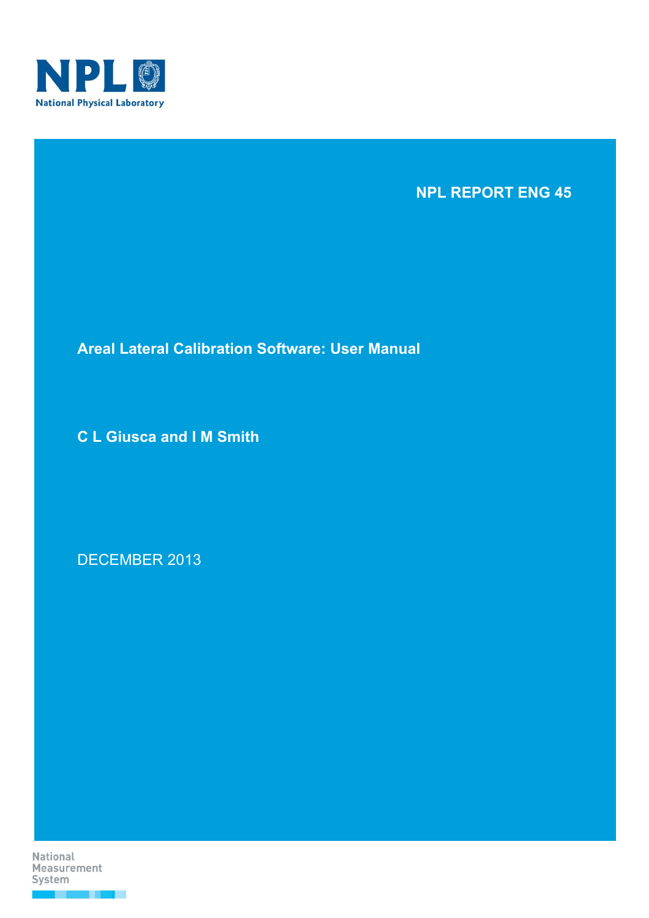NPL

National Physical Laboratory

NPL REPORT ENG 45

# Areal Lateral Calibration Software: User Manual

**C L Giusca and I M Smith**

DECEMBER 2013

National Measurement System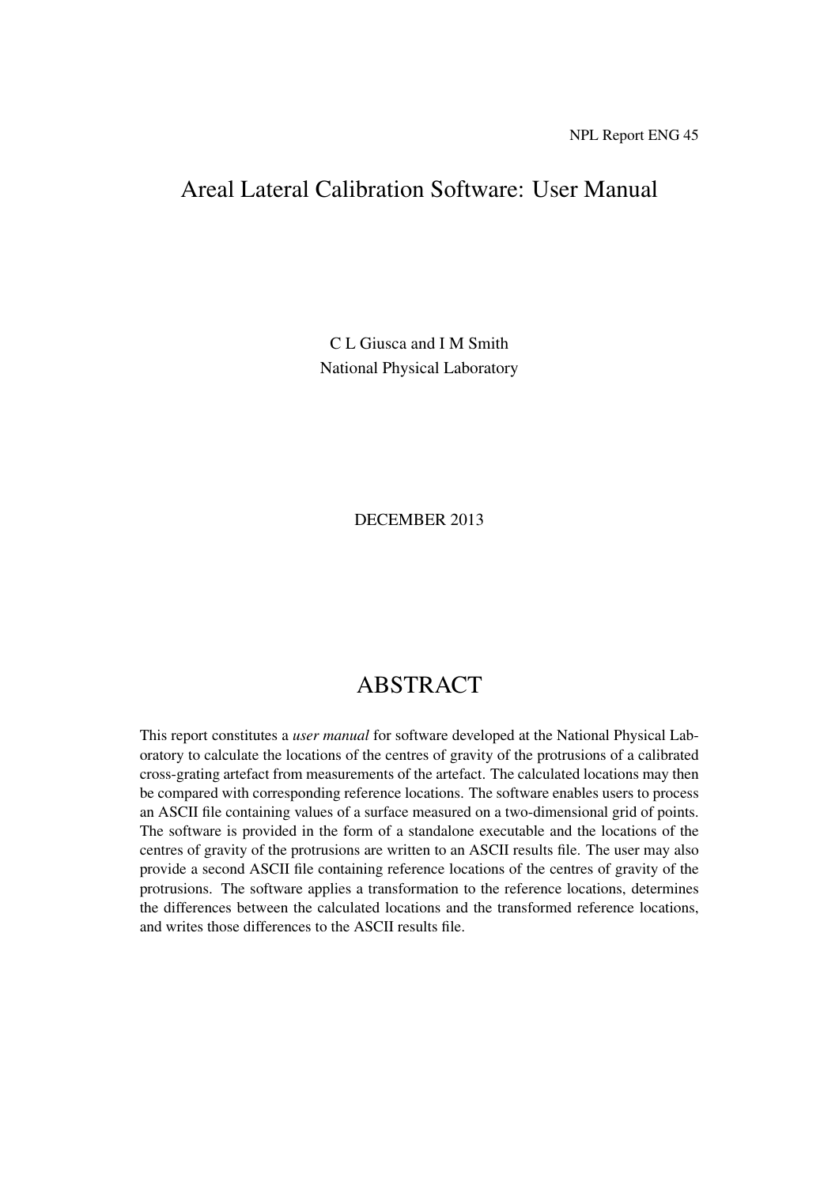NPL Report ENG 45

# Areal Lateral Calibration Software: User Manual

C L Giusca and I M Smith
National Physical Laboratory

DECEMBER 2013

## ABSTRACT

This report constitutes a *user manual* for software developed at the National Physical Laboratory to calculate the locations of the centres of gravity of the protrusions of a calibrated cross-grating artefact from measurements of the artefact. The calculated locations may then be compared with corresponding reference locations. The software enables users to process an ASCII file containing values of a surface measured on a two-dimensional grid of points. The software is provided in the form of a standalone executable and the locations of the centres of gravity of the protrusions are written to an ASCII results file. The user may also provide a second ASCII file containing reference locations of the centres of gravity of the protrusions. The software applies a transformation to the reference locations, determines the differences between the calculated locations and the transformed reference locations, and writes those differences to the ASCII results file.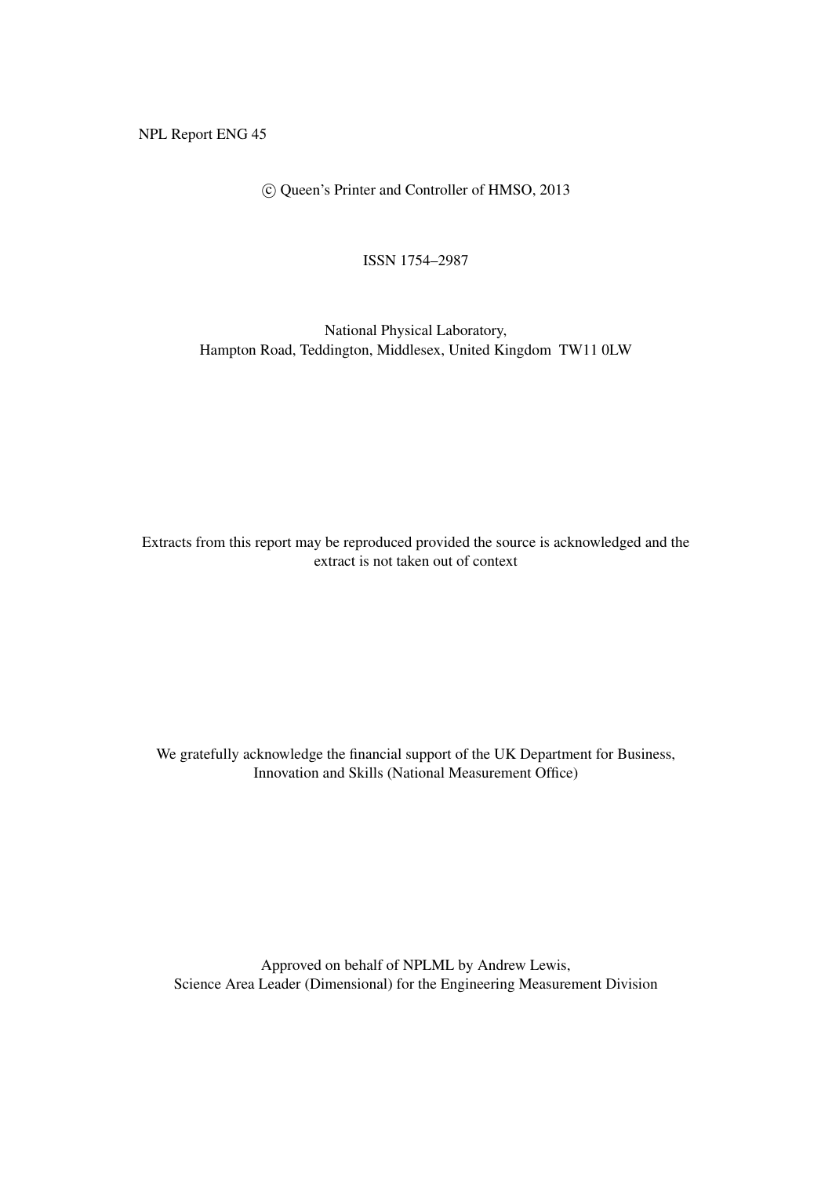NPL Report ENG 45

© Queen's Printer and Controller of HMSO, 2013

ISSN 1754–2987

National Physical Laboratory,
Hampton Road, Teddington, Middlesex, United Kingdom TW11 0LW

Extracts from this report may be reproduced provided the source is acknowledged and the extract is not taken out of context

We gratefully acknowledge the financial support of the UK Department for Business, Innovation and Skills (National Measurement Office)

Approved on behalf of NPLML by Andrew Lewis,
Science Area Leader (Dimensional) for the Engineering Measurement Division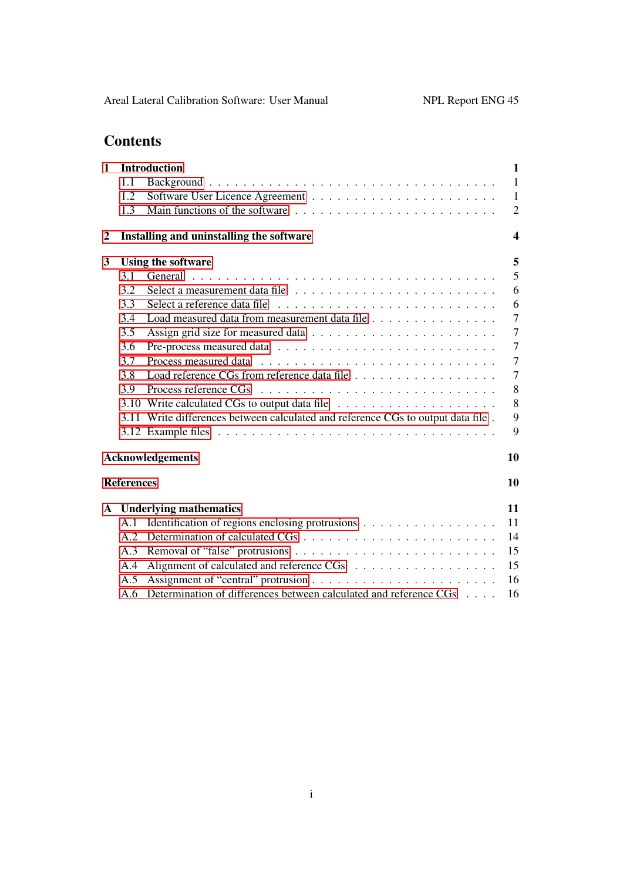# Contents

- **1 Introduction** — **1**
  - 1.1 Background — 1
  - 1.2 Software User Licence Agreement — 1
  - 1.3 Main functions of the software — 2
- **2 Installing and uninstalling the software** — **4**
- **3 Using the software** — **5**
  - 3.1 General — 5
  - 3.2 Select a measurement data file — 6
  - 3.3 Select a reference data file — 6
  - 3.4 Load measured data from measurement data file — 7
  - 3.5 Assign grid size for measured data — 7
  - 3.6 Pre-process measured data — 7
  - 3.7 Process measured data — 7
  - 3.8 Load reference CGs from reference data file — 7
  - 3.9 Process reference CGs — 8
  - 3.10 Write calculated CGs to output data file — 8
  - 3.11 Write differences between calculated and reference CGs to output data file — 9
  - 3.12 Example files — 9
- **Acknowledgements** — **10**
- **References** — **10**
- **A Underlying mathematics** — **11**
  - A.1 Identification of regions enclosing protrusions — 11
  - A.2 Determination of calculated CGs — 14
  - A.3 Removal of "false" protrusions — 15
  - A.4 Alignment of calculated and reference CGs — 15
  - A.5 Assignment of "central" protrusion — 16
  - A.6 Determination of differences between calculated and reference CGs — 16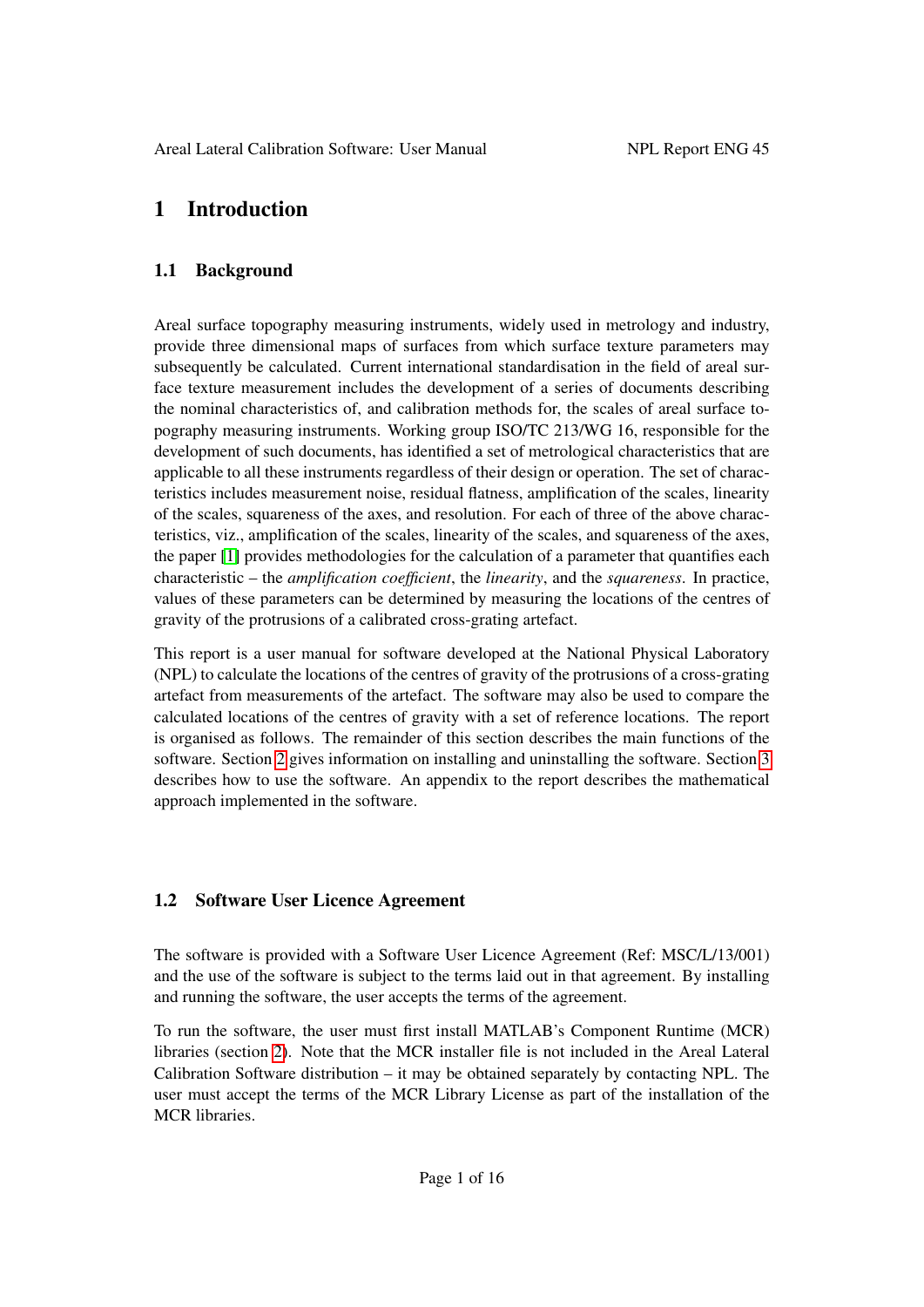# 1 Introduction

## 1.1 Background

Areal surface topography measuring instruments, widely used in metrology and industry, provide three dimensional maps of surfaces from which surface texture parameters may subsequently be calculated. Current international standardisation in the field of areal surface texture measurement includes the development of a series of documents describing the nominal characteristics of, and calibration methods for, the scales of areal surface topography measuring instruments. Working group ISO/TC 213/WG 16, responsible for the development of such documents, has identified a set of metrological characteristics that are applicable to all these instruments regardless of their design or operation. The set of characteristics includes measurement noise, residual flatness, amplification of the scales, linearity of the scales, squareness of the axes, and resolution. For each of three of the above characteristics, viz., amplification of the scales, linearity of the scales, and squareness of the axes, the paper [1] provides methodologies for the calculation of a parameter that quantifies each characteristic – the *amplification coefficient*, the *linearity*, and the *squareness*. In practice, values of these parameters can be determined by measuring the locations of the centres of gravity of the protrusions of a calibrated cross-grating artefact.

This report is a user manual for software developed at the National Physical Laboratory (NPL) to calculate the locations of the centres of gravity of the protrusions of a cross-grating artefact from measurements of the artefact. The software may also be used to compare the calculated locations of the centres of gravity with a set of reference locations. The report is organised as follows. The remainder of this section describes the main functions of the software. Section 2 gives information on installing and uninstalling the software. Section 3 describes how to use the software. An appendix to the report describes the mathematical approach implemented in the software.

## 1.2 Software User Licence Agreement

The software is provided with a Software User Licence Agreement (Ref: MSC/L/13/001) and the use of the software is subject to the terms laid out in that agreement. By installing and running the software, the user accepts the terms of the agreement.

To run the software, the user must first install MATLAB's Component Runtime (MCR) libraries (section 2). Note that the MCR installer file is not included in the Areal Lateral Calibration Software distribution – it may be obtained separately by contacting NPL. The user must accept the terms of the MCR Library License as part of the installation of the MCR libraries.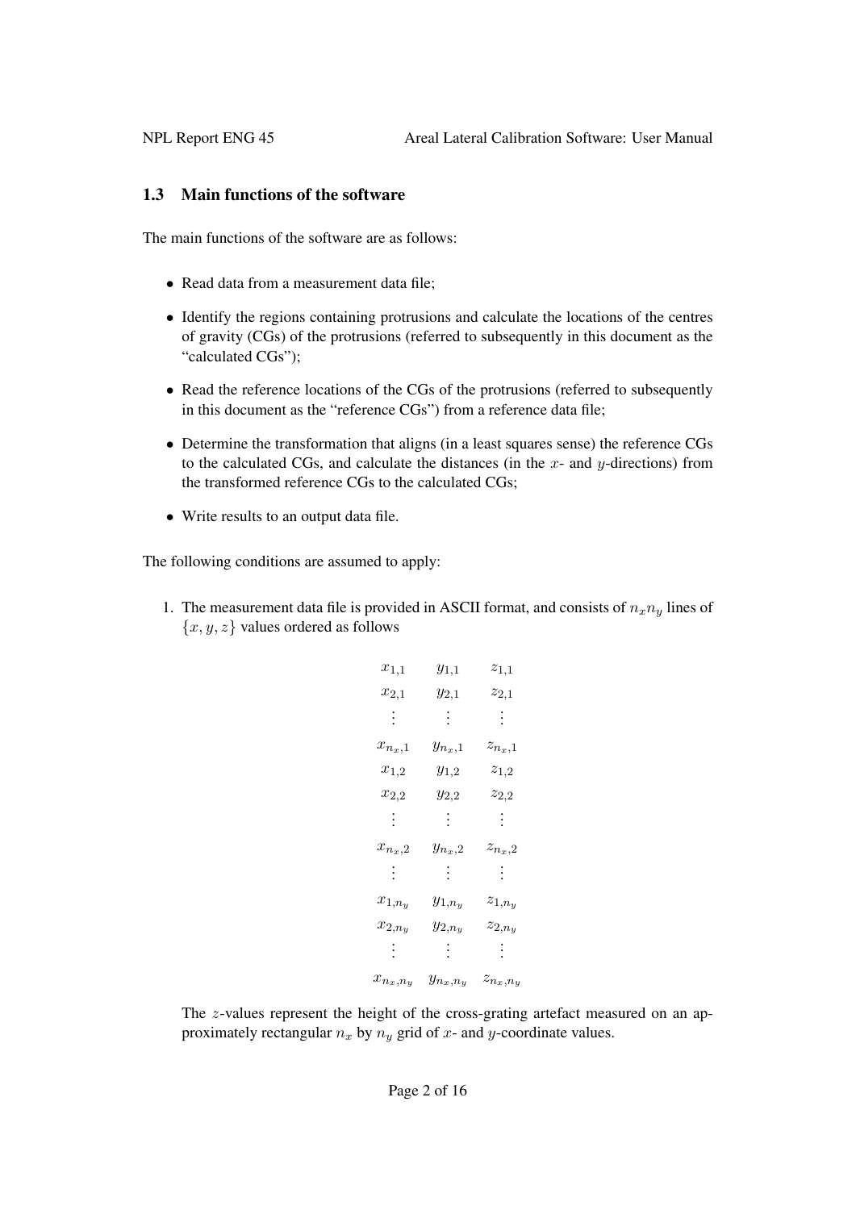### 1.3 Main functions of the software

The main functions of the software are as follows:

- Read data from a measurement data file;
- Identify the regions containing protrusions and calculate the locations of the centres of gravity (CGs) of the protrusions (referred to subsequently in this document as the "calculated CGs");
- Read the reference locations of the CGs of the protrusions (referred to subsequently in this document as the "reference CGs") from a reference data file;
- Determine the transformation that aligns (in a least squares sense) the reference CGs to the calculated CGs, and calculate the distances (in the $x$- and $y$-directions) from the transformed reference CGs to the calculated CGs;
- Write results to an output data file.

The following conditions are assumed to apply:

1. The measurement data file is provided in ASCII format, and consists of $n_x n_y$ lines of $\{x, y, z\}$ values ordered as follows

$$
\begin{array}{ccc}
x_{1,1} & y_{1,1} & z_{1,1} \\
x_{2,1} & y_{2,1} & z_{2,1} \\
\vdots & \vdots & \vdots \\
x_{n_x,1} & y_{n_x,1} & z_{n_x,1} \\
x_{1,2} & y_{1,2} & z_{1,2} \\
x_{2,2} & y_{2,2} & z_{2,2} \\
\vdots & \vdots & \vdots \\
x_{n_x,2} & y_{n_x,2} & z_{n_x,2} \\
\vdots & \vdots & \vdots \\
x_{1,n_y} & y_{1,n_y} & z_{1,n_y} \\
x_{2,n_y} & y_{2,n_y} & z_{2,n_y} \\
\vdots & \vdots & \vdots \\
x_{n_x,n_y} & y_{n_x,n_y} & z_{n_x,n_y}
\end{array}
$$

   The $z$-values represent the height of the cross-grating artefact measured on an approximately rectangular $n_x$ by $n_y$ grid of $x$- and $y$-coordinate values.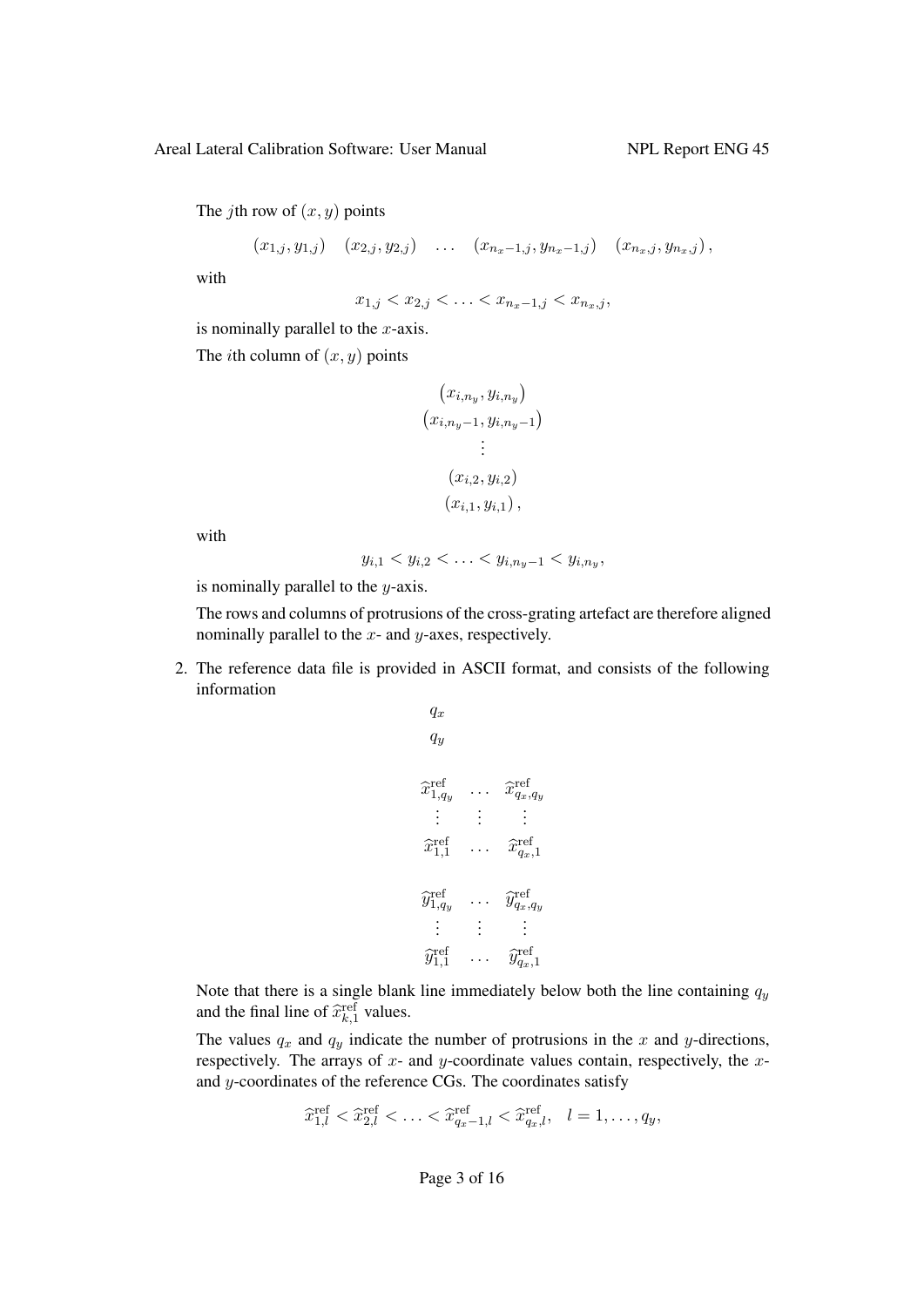The $j$th row of $(x, y)$ points

$$(x_{1,j}, y_{1,j}) \quad (x_{2,j}, y_{2,j}) \quad \ldots \quad (x_{n_x-1,j}, y_{n_x-1,j}) \quad (x_{n_x,j}, y_{n_x,j}),$$

with

$$x_{1,j} < x_{2,j} < \ldots < x_{n_x-1,j} < x_{n_x,j},$$

is nominally parallel to the $x$-axis.

The $i$th column of $(x, y)$ points

$$\begin{array}{c} (x_{i,n_y}, y_{i,n_y}) \\ (x_{i,n_y-1}, y_{i,n_y-1}) \\ \vdots \\ (x_{i,2}, y_{i,2}) \\ (x_{i,1}, y_{i,1}), \end{array}$$

with

$$y_{i,1} < y_{i,2} < \ldots < y_{i,n_y-1} < y_{i,n_y},$$

is nominally parallel to the $y$-axis.

The rows and columns of protrusions of the cross-grating artefact are therefore aligned nominally parallel to the $x$- and $y$-axes, respectively.

2. The reference data file is provided in ASCII format, and consists of the following information

$$\begin{array}{ccc} q_x & & \\ q_y & & \\ & & \\ \widehat{x}^{\text{ref}}_{1,q_y} & \ldots & \widehat{x}^{\text{ref}}_{q_x,q_y} \\ \vdots & \vdots & \vdots \\ \widehat{x}^{\text{ref}}_{1,1} & \ldots & \widehat{x}^{\text{ref}}_{q_x,1} \\ & & \\ \widehat{y}^{\text{ref}}_{1,q_y} & \ldots & \widehat{y}^{\text{ref}}_{q_x,q_y} \\ \vdots & \vdots & \vdots \\ \widehat{y}^{\text{ref}}_{1,1} & \ldots & \widehat{y}^{\text{ref}}_{q_x,1} \end{array}$$

Note that there is a single blank line immediately below both the line containing $q_y$ and the final line of $\widehat{x}^{\text{ref}}_{k,1}$ values.

The values $q_x$ and $q_y$ indicate the number of protrusions in the $x$ and $y$-directions, respectively. The arrays of $x$- and $y$-coordinate values contain, respectively, the $x$- and $y$-coordinates of the reference CGs. The coordinates satisfy

$$\widehat{x}^{\text{ref}}_{1,l} < \widehat{x}^{\text{ref}}_{2,l} < \ldots < \widehat{x}^{\text{ref}}_{q_x-1,l} < \widehat{x}^{\text{ref}}_{q_x,l}, \quad l = 1, \ldots, q_y,$$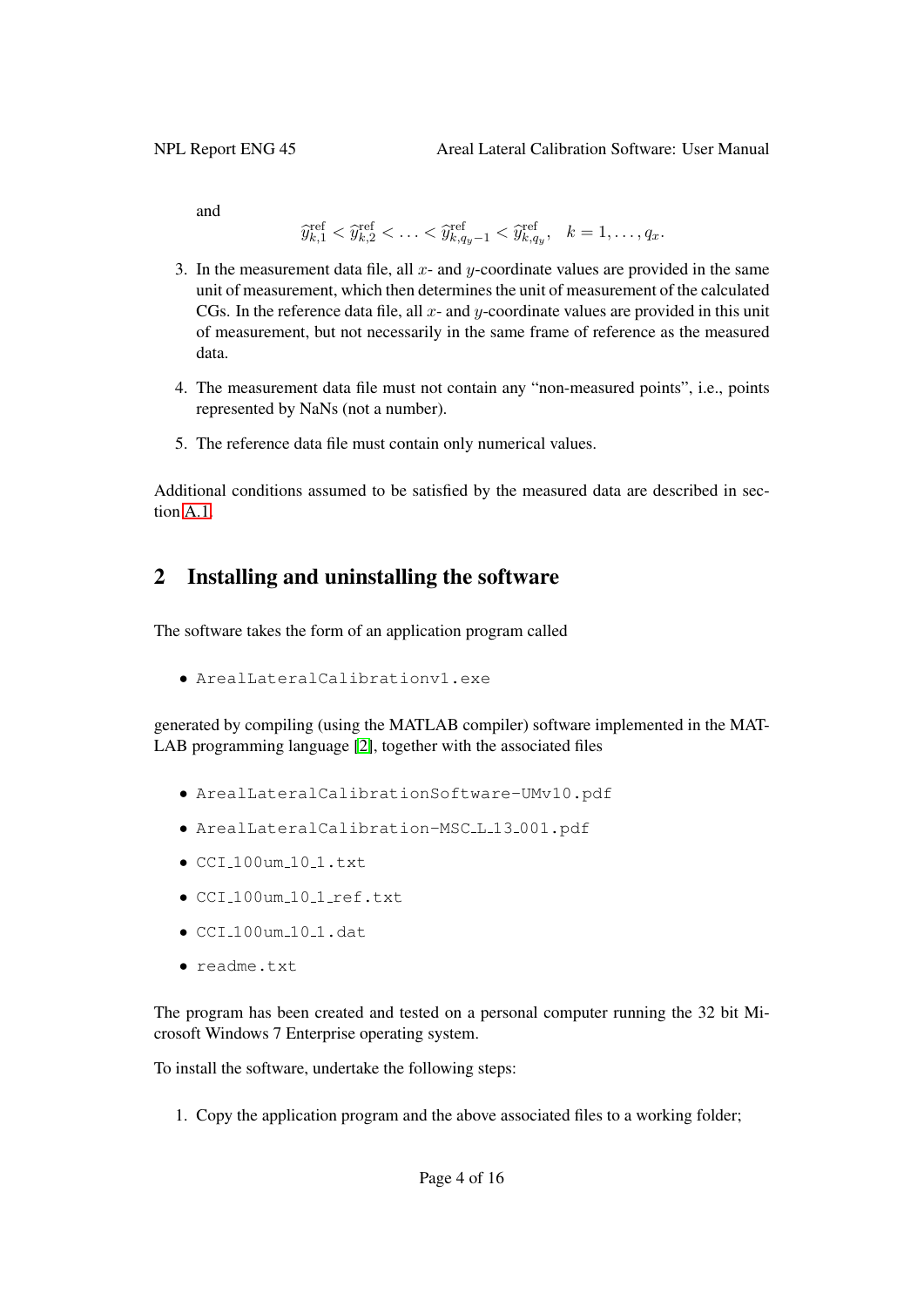and

$$\widehat{y}^{\text{ref}}_{k,1} < \widehat{y}^{\text{ref}}_{k,2} < \ldots < \widehat{y}^{\text{ref}}_{k,q_y-1} < \widehat{y}^{\text{ref}}_{k,q_y}, \quad k = 1, \ldots, q_x.$$

3. In the measurement data file, all $x$- and $y$-coordinate values are provided in the same unit of measurement, which then determines the unit of measurement of the calculated CGs. In the reference data file, all $x$- and $y$-coordinate values are provided in this unit of measurement, but not necessarily in the same frame of reference as the measured data.

4. The measurement data file must not contain any "non-measured points", i.e., points represented by NaNs (not a number).

5. The reference data file must contain only numerical values.

Additional conditions assumed to be satisfied by the measured data are described in section A.1.

## 2 Installing and uninstalling the software

The software takes the form of an application program called

- `ArealLateralCalibrationv1.exe`

generated by compiling (using the MATLAB compiler) software implemented in the MATLAB programming language [2], together with the associated files

- `ArealLateralCalibrationSoftware-UMv10.pdf`
- `ArealLateralCalibration-MSC_L_13_001.pdf`
- `CCI_100um_10_1.txt`
- `CCI_100um_10_1_ref.txt`
- `CCI_100um_10_1.dat`
- `readme.txt`

The program has been created and tested on a personal computer running the 32 bit Microsoft Windows 7 Enterprise operating system.

To install the software, undertake the following steps:

1. Copy the application program and the above associated files to a working folder;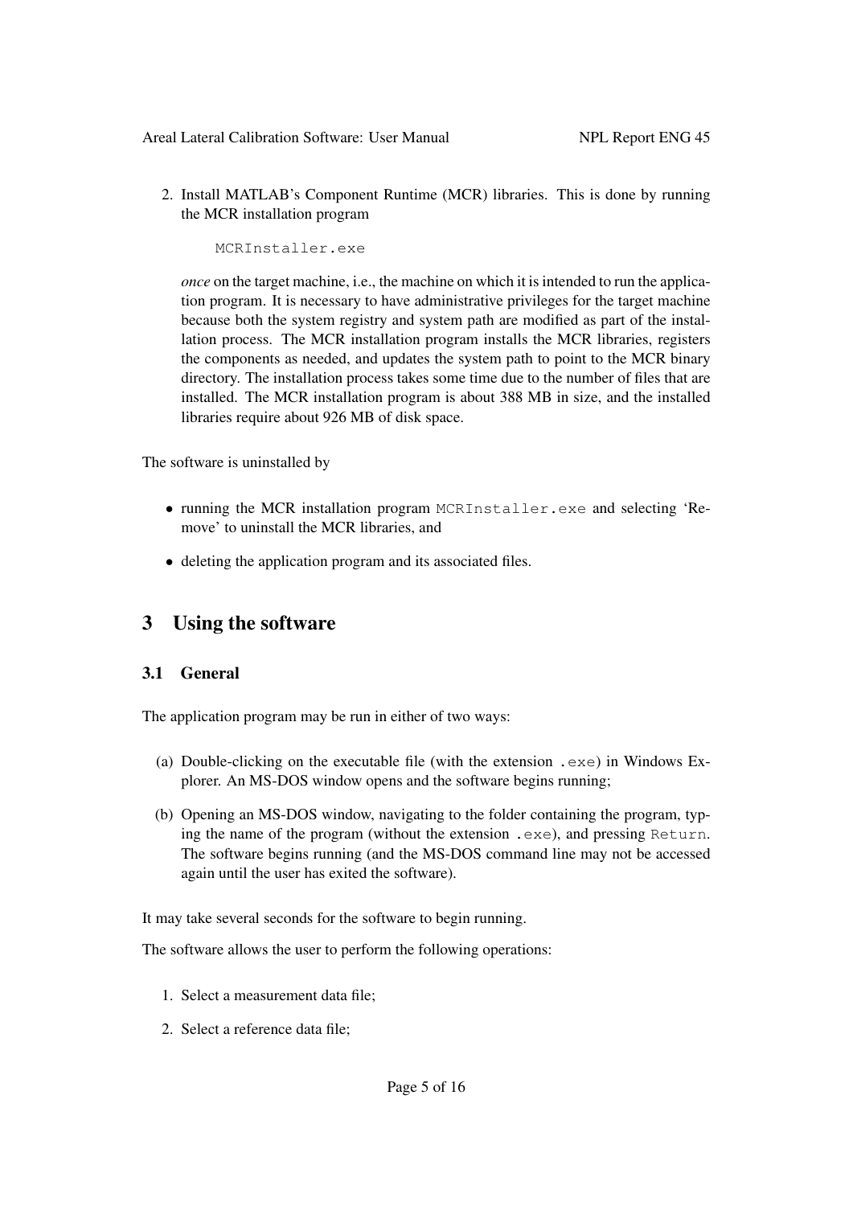2. Install MATLAB's Component Runtime (MCR) libraries. This is done by running the MCR installation program

   ```
   MCRInstaller.exe
   ```

   *once* on the target machine, i.e., the machine on which it is intended to run the application program. It is necessary to have administrative privileges for the target machine because both the system registry and system path are modified as part of the installation process. The MCR installation program installs the MCR libraries, registers the components as needed, and updates the system path to point to the MCR binary directory. The installation process takes some time due to the number of files that are installed. The MCR installation program is about 388 MB in size, and the installed libraries require about 926 MB of disk space.

The software is uninstalled by

- running the MCR installation program `MCRInstaller.exe` and selecting 'Remove' to uninstall the MCR libraries, and
- deleting the application program and its associated files.

# 3 Using the software

## 3.1 General

The application program may be run in either of two ways:

(a) Double-clicking on the executable file (with the extension `.exe`) in Windows Explorer. An MS-DOS window opens and the software begins running;

(b) Opening an MS-DOS window, navigating to the folder containing the program, typing the name of the program (without the extension `.exe`), and pressing `Return`. The software begins running (and the MS-DOS command line may not be accessed again until the user has exited the software).

It may take several seconds for the software to begin running.

The software allows the user to perform the following operations:

1. Select a measurement data file;
2. Select a reference data file;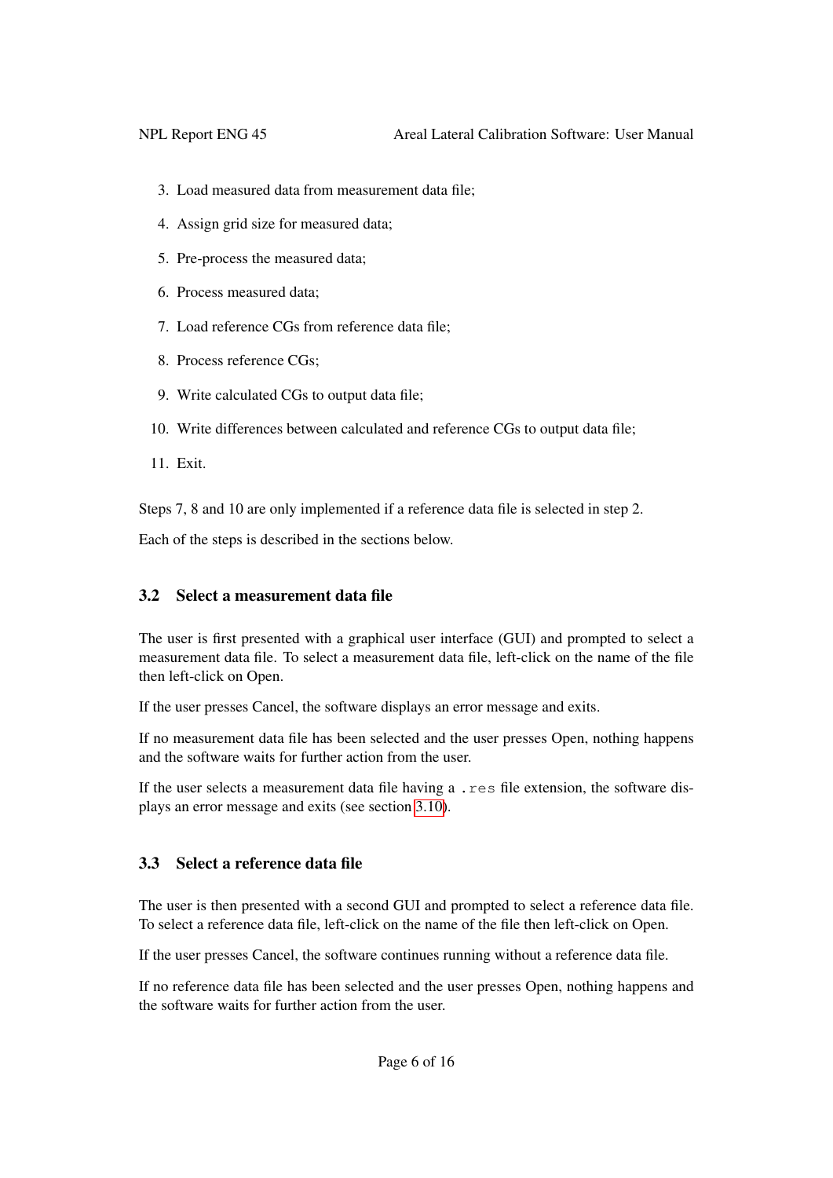3. Load measured data from measurement data file;
4. Assign grid size for measured data;
5. Pre-process the measured data;
6. Process measured data;
7. Load reference CGs from reference data file;
8. Process reference CGs;
9. Write calculated CGs to output data file;
10. Write differences between calculated and reference CGs to output data file;
11. Exit.

Steps 7, 8 and 10 are only implemented if a reference data file is selected in step 2.

Each of the steps is described in the sections below.

### 3.2 Select a measurement data file

The user is first presented with a graphical user interface (GUI) and prompted to select a measurement data file. To select a measurement data file, left-click on the name of the file then left-click on Open.

If the user presses Cancel, the software displays an error message and exits.

If no measurement data file has been selected and the user presses Open, nothing happens and the software waits for further action from the user.

If the user selects a measurement data file having a `.res` file extension, the software displays an error message and exits (see section 3.10).

### 3.3 Select a reference data file

The user is then presented with a second GUI and prompted to select a reference data file. To select a reference data file, left-click on the name of the file then left-click on Open.

If the user presses Cancel, the software continues running without a reference data file.

If no reference data file has been selected and the user presses Open, nothing happens and the software waits for further action from the user.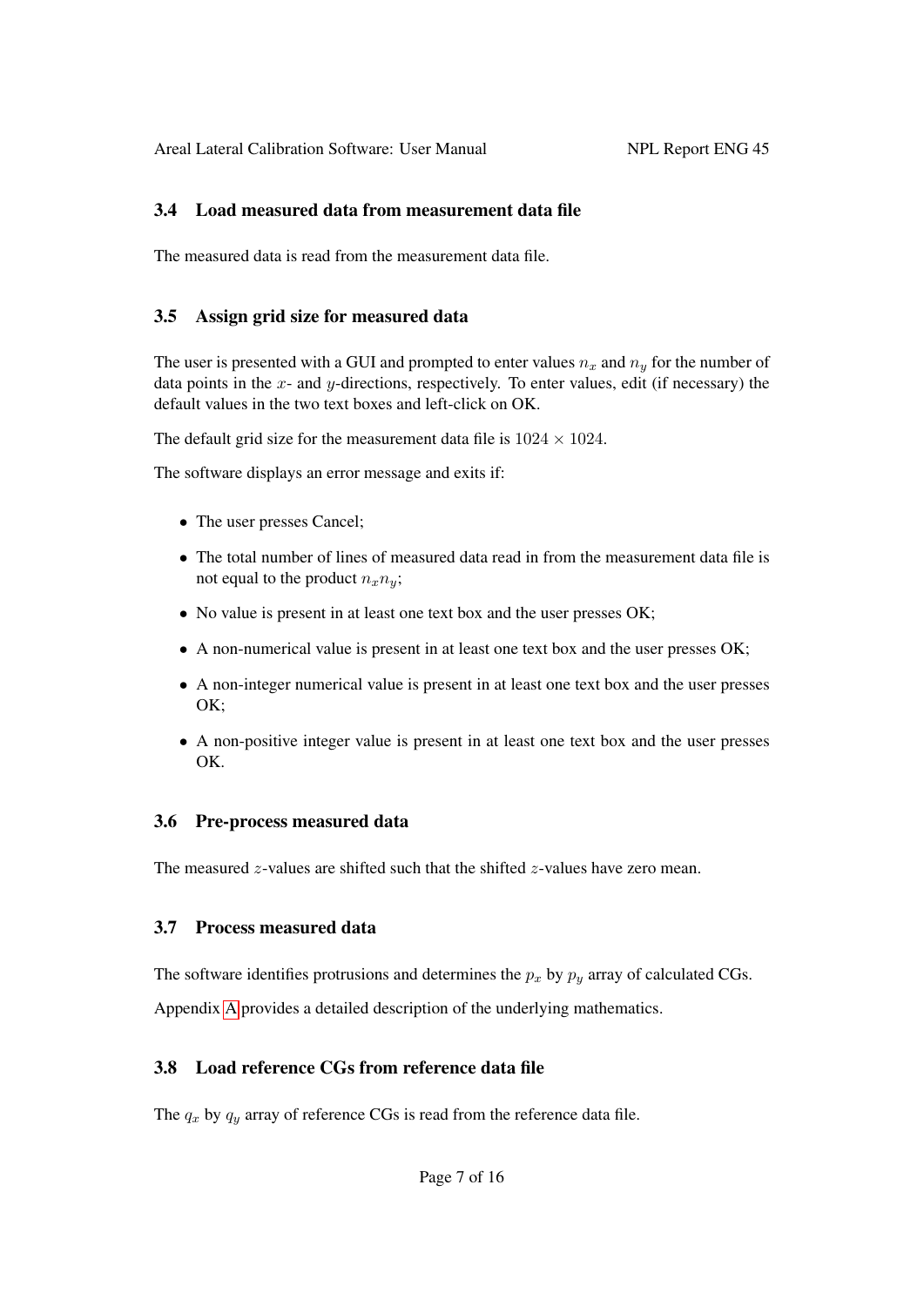### 3.4 Load measured data from measurement data file

The measured data is read from the measurement data file.

### 3.5 Assign grid size for measured data

The user is presented with a GUI and prompted to enter values $n_x$ and $n_y$ for the number of data points in the $x$- and $y$-directions, respectively. To enter values, edit (if necessary) the default values in the two text boxes and left-click on OK.

The default grid size for the measurement data file is $1024 \times 1024$.

The software displays an error message and exits if:

- The user presses Cancel;
- The total number of lines of measured data read in from the measurement data file is not equal to the product $n_x n_y$;
- No value is present in at least one text box and the user presses OK;
- A non-numerical value is present in at least one text box and the user presses OK;
- A non-integer numerical value is present in at least one text box and the user presses OK;
- A non-positive integer value is present in at least one text box and the user presses OK.

### 3.6 Pre-process measured data

The measured $z$-values are shifted such that the shifted $z$-values have zero mean.

### 3.7 Process measured data

The software identifies protrusions and determines the $p_x$ by $p_y$ array of calculated CGs.

Appendix A provides a detailed description of the underlying mathematics.

### 3.8 Load reference CGs from reference data file

The $q_x$ by $q_y$ array of reference CGs is read from the reference data file.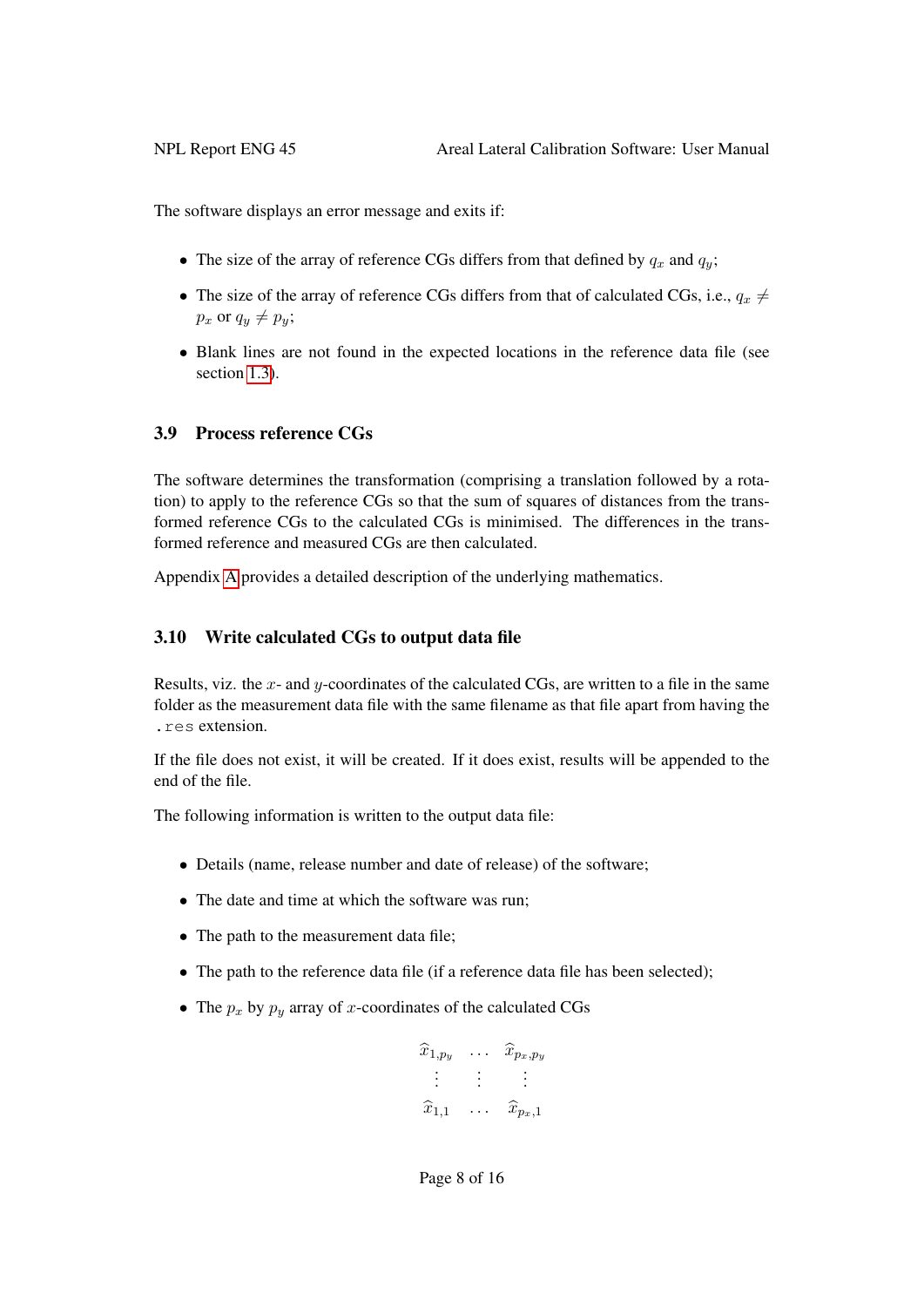The software displays an error message and exits if:

- The size of the array of reference CGs differs from that defined by $q_x$ and $q_y$;
- The size of the array of reference CGs differs from that of calculated CGs, i.e., $q_x \neq p_x$ or $q_y \neq p_y$;
- Blank lines are not found in the expected locations in the reference data file (see section 1.3).

## 3.9 Process reference CGs

The software determines the transformation (comprising a translation followed by a rotation) to apply to the reference CGs so that the sum of squares of distances from the transformed reference CGs to the calculated CGs is minimised. The differences in the transformed reference and measured CGs are then calculated.

Appendix A provides a detailed description of the underlying mathematics.

## 3.10 Write calculated CGs to output data file

Results, viz. the $x$- and $y$-coordinates of the calculated CGs, are written to a file in the same folder as the measurement data file with the same filename as that file apart from having the `.res` extension.

If the file does not exist, it will be created. If it does exist, results will be appended to the end of the file.

The following information is written to the output data file:

- Details (name, release number and date of release) of the software;
- The date and time at which the software was run;
- The path to the measurement data file;
- The path to the reference data file (if a reference data file has been selected);
- The $p_x$ by $p_y$ array of $x$-coordinates of the calculated CGs

$$
\begin{array}{ccc}
\widehat{x}_{1,p_y} & \dots & \widehat{x}_{p_x,p_y} \\
\vdots & \vdots & \vdots \\
\widehat{x}_{1,1} & \dots & \widehat{x}_{p_x,1}
\end{array}
$$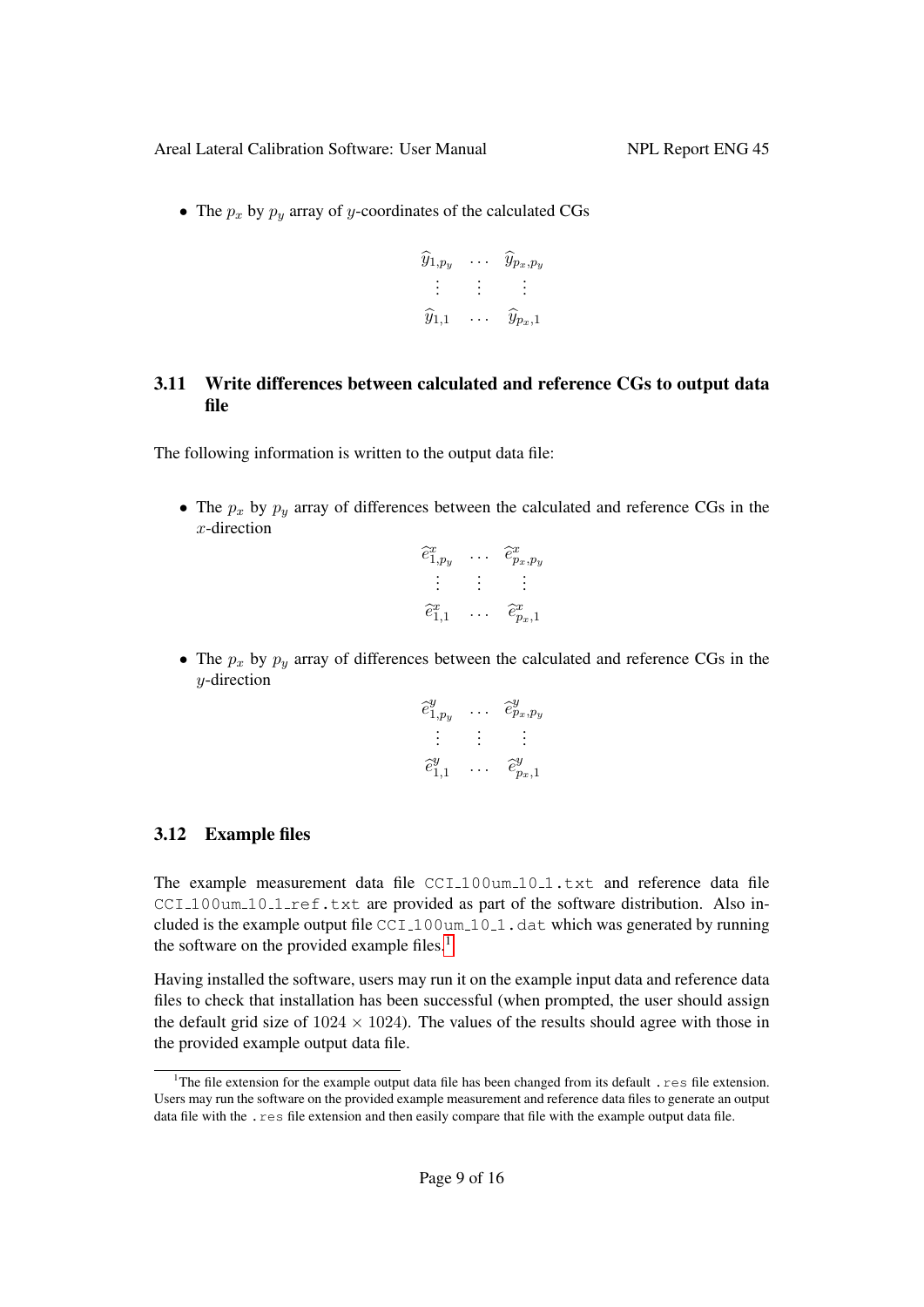- The $p_x$ by $p_y$ array of $y$-coordinates of the calculated CGs

$$
\begin{matrix}
\widehat{y}_{1,p_y} & \dots & \widehat{y}_{p_x,p_y} \\
\vdots & \vdots & \vdots \\
\widehat{y}_{1,1} & \dots & \widehat{y}_{p_x,1}
\end{matrix}
$$

### 3.11 Write differences between calculated and reference CGs to output data file

The following information is written to the output data file:

- The $p_x$ by $p_y$ array of differences between the calculated and reference CGs in the $x$-direction

$$
\begin{matrix}
\widehat{e}^x_{1,p_y} & \dots & \widehat{e}^x_{p_x,p_y} \\
\vdots & \vdots & \vdots \\
\widehat{e}^x_{1,1} & \dots & \widehat{e}^x_{p_x,1}
\end{matrix}
$$

- The $p_x$ by $p_y$ array of differences between the calculated and reference CGs in the $y$-direction

$$
\begin{matrix}
\widehat{e}^y_{1,p_y} & \dots & \widehat{e}^y_{p_x,p_y} \\
\vdots & \vdots & \vdots \\
\widehat{e}^y_{1,1} & \dots & \widehat{e}^y_{p_x,1}
\end{matrix}
$$

### 3.12 Example files

The example measurement data file `CCI_100um_10_1.txt` and reference data file `CCI_100um_10_1_ref.txt` are provided as part of the software distribution. Also included is the example output file `CCI_100um_10_1.dat` which was generated by running the software on the provided example files.[1]

Having installed the software, users may run it on the example input data and reference data files to check that installation has been successful (when prompted, the user should assign the default grid size of $1024 \times 1024$). The values of the results should agree with those in the provided example output data file.

[1] The file extension for the example output data file has been changed from its default `.res` file extension. Users may run the software on the provided example measurement and reference data files to generate an output data file with the `.res` file extension and then easily compare that file with the example output data file.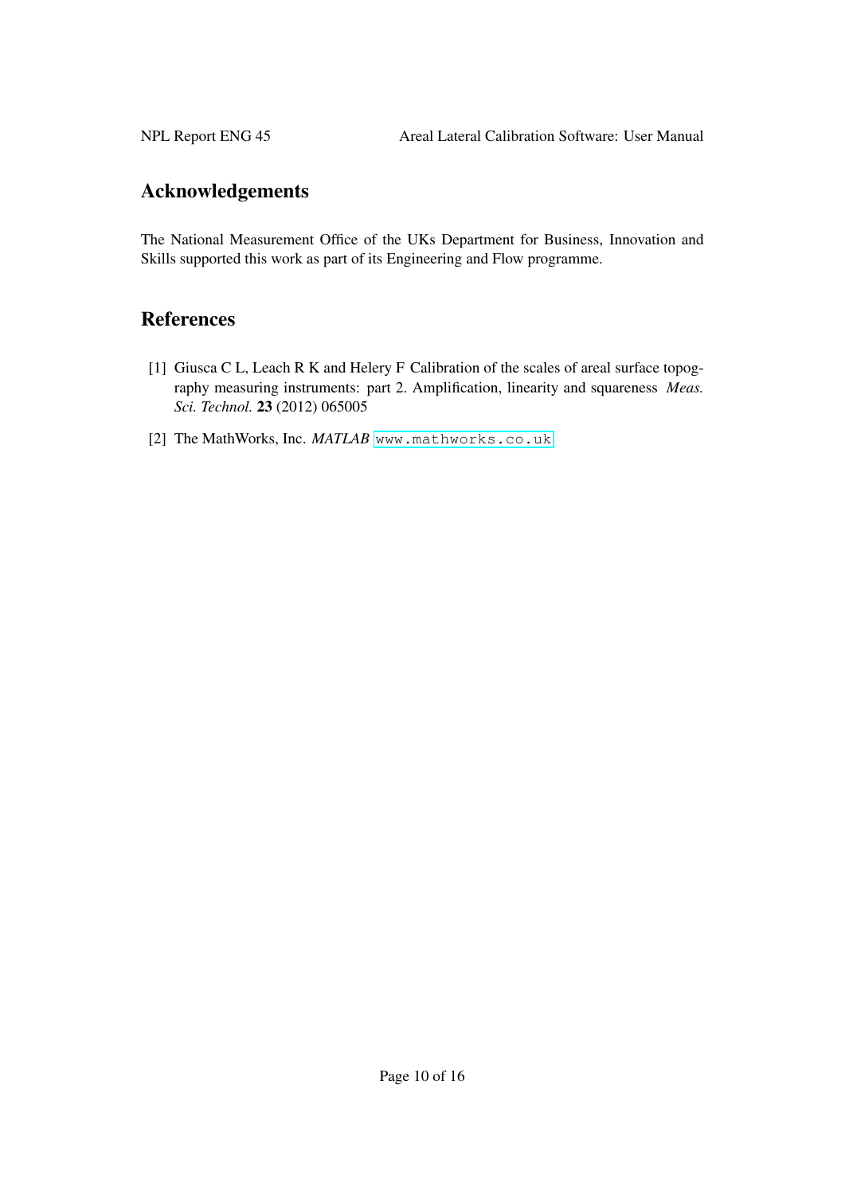## Acknowledgements

The National Measurement Office of the UKs Department for Business, Innovation and Skills supported this work as part of its Engineering and Flow programme.

## References

[1] Giusca C L, Leach R K and Helery F Calibration of the scales of areal surface topography measuring instruments: part 2. Amplification, linearity and squareness *Meas. Sci. Technol.* **23** (2012) 065005

[2] The MathWorks, Inc. *MATLAB* `www.mathworks.co.uk`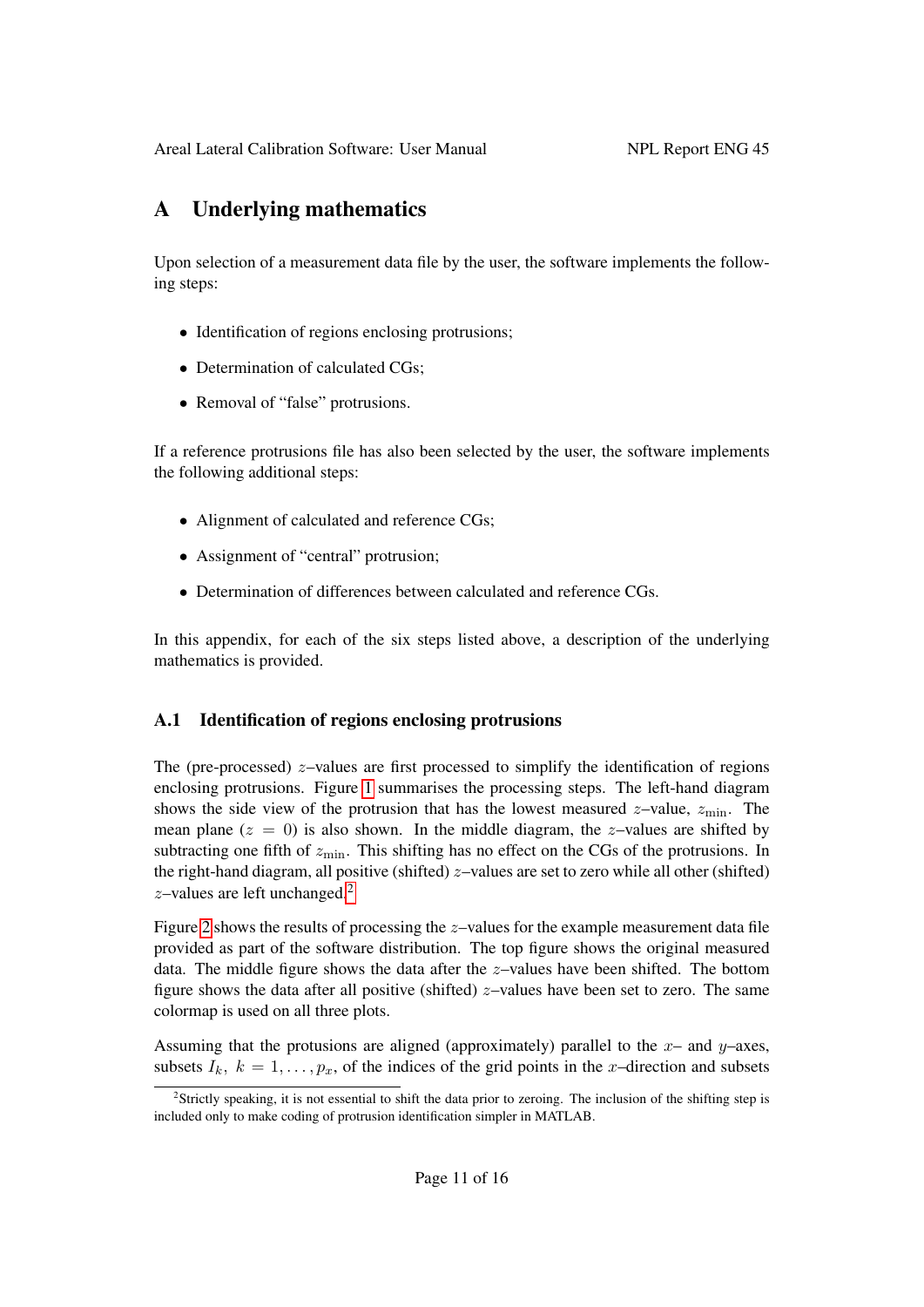# A Underlying mathematics

Upon selection of a measurement data file by the user, the software implements the following steps:

- Identification of regions enclosing protrusions;
- Determination of calculated CGs;
- Removal of "false" protrusions.

If a reference protrusions file has also been selected by the user, the software implements the following additional steps:

- Alignment of calculated and reference CGs;
- Assignment of "central" protrusion;
- Determination of differences between calculated and reference CGs.

In this appendix, for each of the six steps listed above, a description of the underlying mathematics is provided.

## A.1 Identification of regions enclosing protrusions

The (pre-processed) $z$–values are first processed to simplify the identification of regions enclosing protrusions. Figure 1 summarises the processing steps. The left-hand diagram shows the side view of the protrusion that has the lowest measured $z$–value, $z_{\min}$. The mean plane ($z = 0$) is also shown. In the middle diagram, the $z$–values are shifted by subtracting one fifth of $z_{\min}$. This shifting has no effect on the CGs of the protrusions. In the right-hand diagram, all positive (shifted) $z$–values are set to zero while all other (shifted) $z$–values are left unchanged.[2]

Figure 2 shows the results of processing the $z$–values for the example measurement data file provided as part of the software distribution. The top figure shows the original measured data. The middle figure shows the data after the $z$–values have been shifted. The bottom figure shows the data after all positive (shifted) $z$–values have been set to zero. The same colormap is used on all three plots.

Assuming that the protusions are aligned (approximately) parallel to the $x$– and $y$–axes, subsets $I_k$, $k = 1, \ldots, p_x$, of the indices of the grid points in the $x$–direction and subsets

[2] Strictly speaking, it is not essential to shift the data prior to zeroing. The inclusion of the shifting step is included only to make coding of protrusion identification simpler in MATLAB.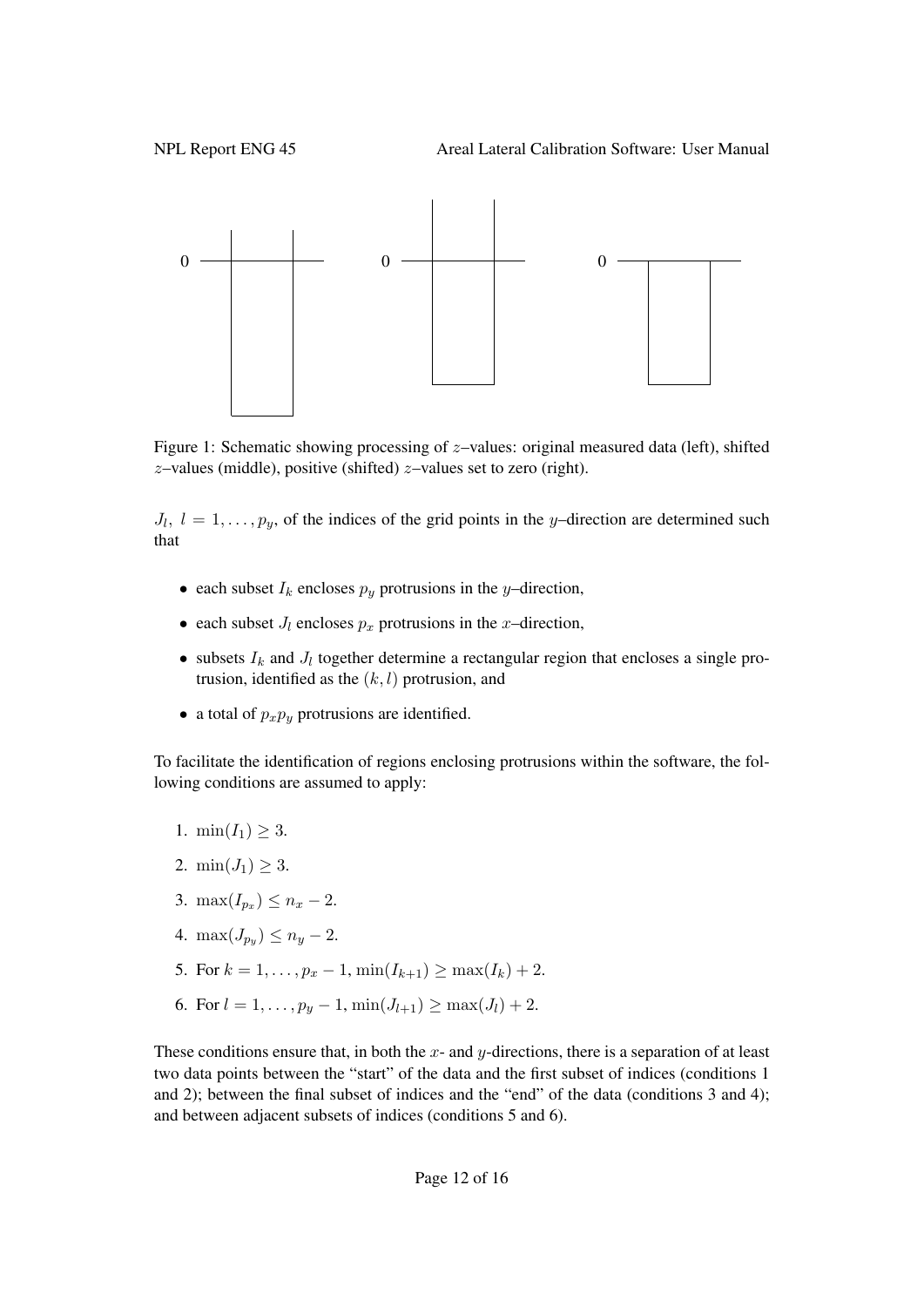Figure 1: Schematic showing processing of $z$–values: original measured data (left), shifted $z$–values (middle), positive (shifted) $z$–values set to zero (right).

$J_l,\ l = 1, \ldots, p_y$, of the indices of the grid points in the $y$–direction are determined such that

- each subset $I_k$ encloses $p_y$ protrusions in the $y$–direction,
- each subset $J_l$ encloses $p_x$ protrusions in the $x$–direction,
- subsets $I_k$ and $J_l$ together determine a rectangular region that encloses a single protrusion, identified as the $(k, l)$ protrusion, and
- a total of $p_x p_y$ protrusions are identified.

To facilitate the identification of regions enclosing protrusions within the software, the following conditions are assumed to apply:

1. $\min(I_1) \geq 3$.
2. $\min(J_1) \geq 3$.
3. $\max(I_{p_x}) \leq n_x - 2$.
4. $\max(J_{p_y}) \leq n_y - 2$.
5. For $k = 1, \ldots, p_x - 1$, $\min(I_{k+1}) \geq \max(I_k) + 2$.
6. For $l = 1, \ldots, p_y - 1$, $\min(J_{l+1}) \geq \max(J_l) + 2$.

These conditions ensure that, in both the $x$- and $y$-directions, there is a separation of at least two data points between the "start" of the data and the first subset of indices (conditions 1 and 2); between the final subset of indices and the "end" of the data (conditions 3 and 4); and between adjacent subsets of indices (conditions 5 and 6).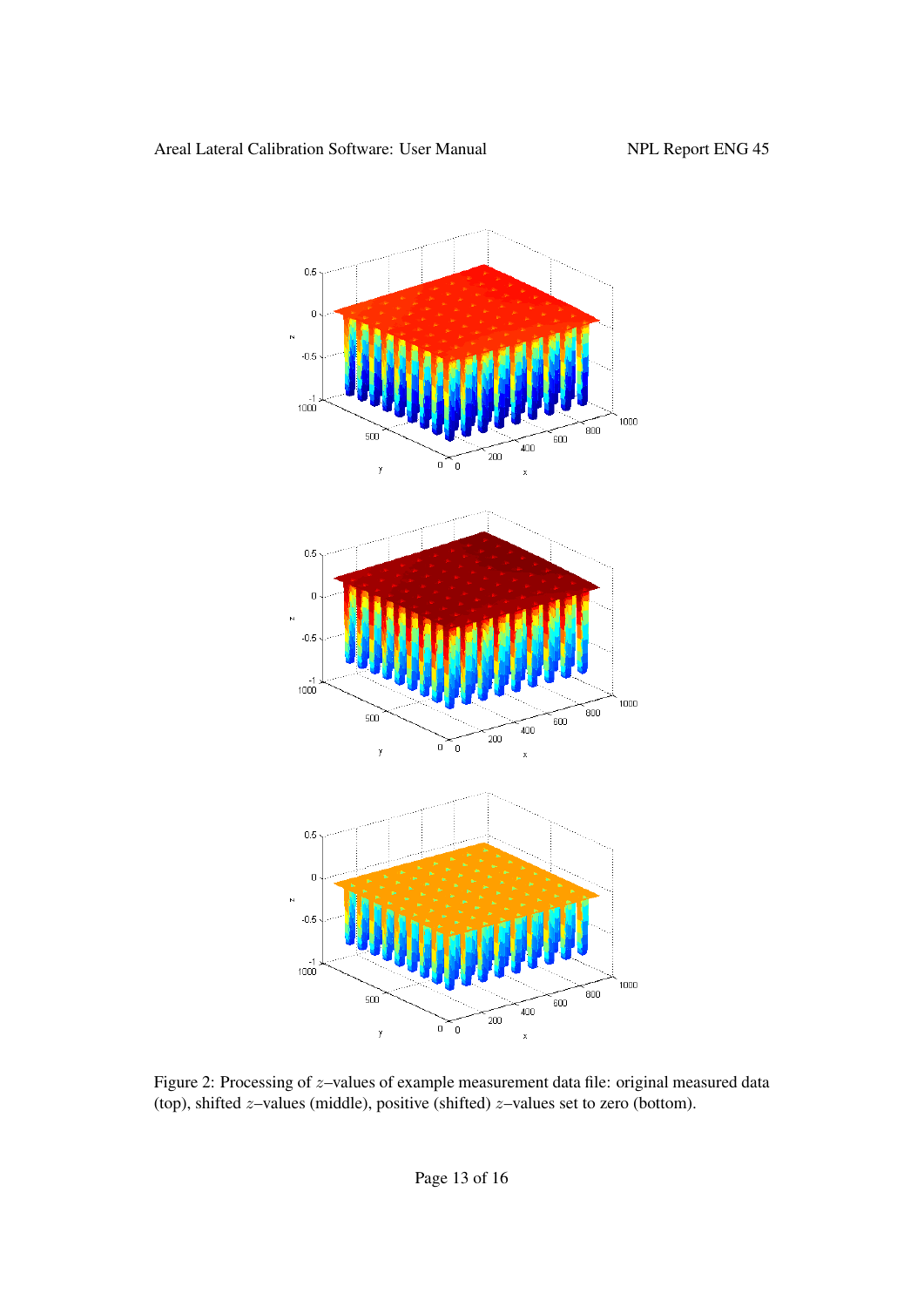Figure 2: Processing of $z$–values of example measurement data file: original measured data (top), shifted $z$–values (middle), positive (shifted) $z$–values set to zero (bottom).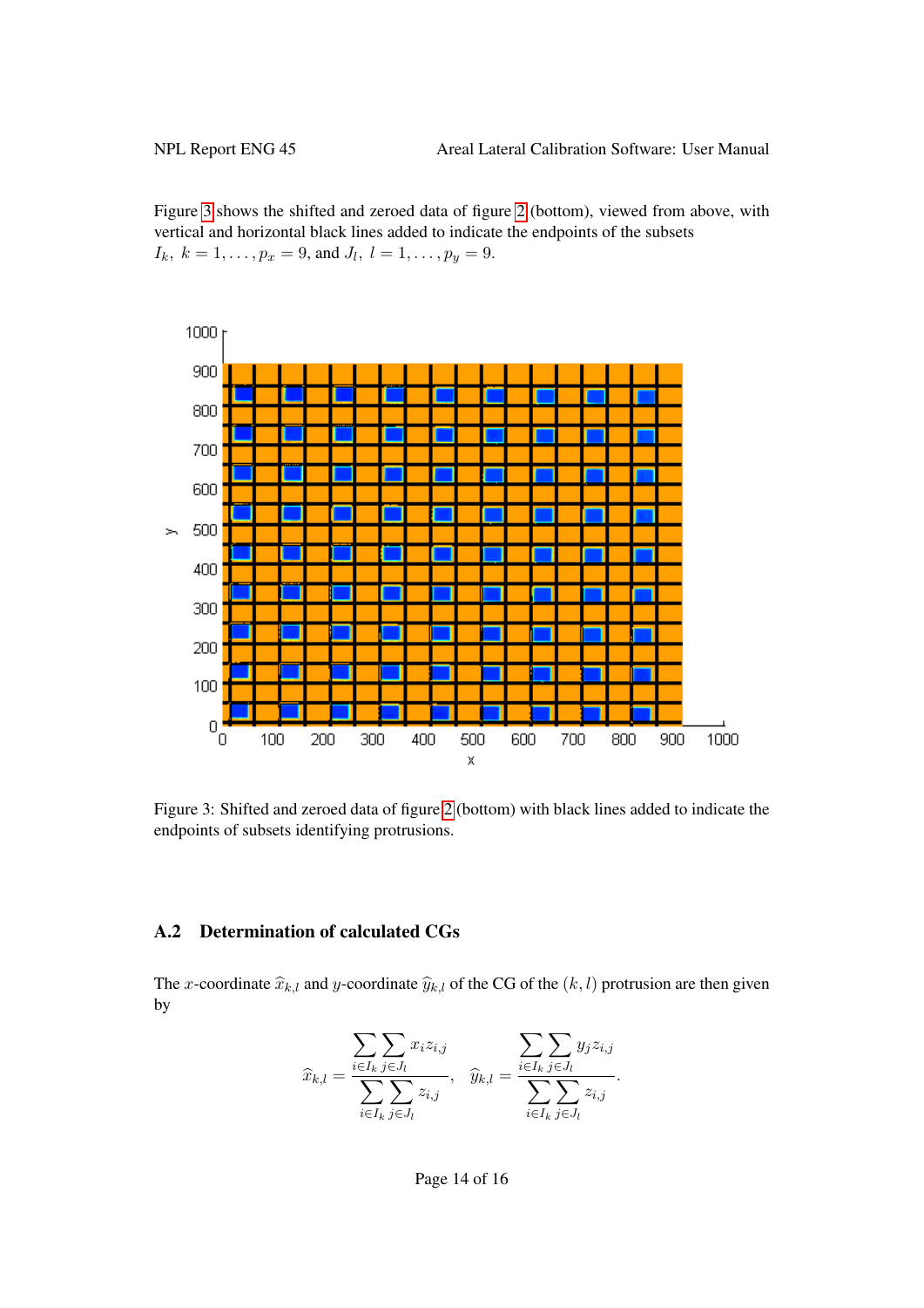Figure 3 shows the shifted and zeroed data of figure 2 (bottom), viewed from above, with vertical and horizontal black lines added to indicate the endpoints of the subsets $I_k,\ k = 1, \ldots, p_x = 9$, and $J_l,\ l = 1, \ldots, p_y = 9$.

Figure 3: Shifted and zeroed data of figure 2 (bottom) with black lines added to indicate the endpoints of subsets identifying protrusions.

## A.2 Determination of calculated CGs

The $x$-coordinate $\widehat{x}_{k,l}$ and $y$-coordinate $\widehat{y}_{k,l}$ of the CG of the $(k, l)$ protrusion are then given by

$$\widehat{x}_{k,l} = \frac{\displaystyle\sum_{i \in I_k} \sum_{j \in J_l} x_i z_{i,j}}{\displaystyle\sum_{i \in I_k} \sum_{j \in J_l} z_{i,j}}, \quad \widehat{y}_{k,l} = \frac{\displaystyle\sum_{i \in I_k} \sum_{j \in J_l} y_j z_{i,j}}{\displaystyle\sum_{i \in I_k} \sum_{j \in J_l} z_{i,j}}.$$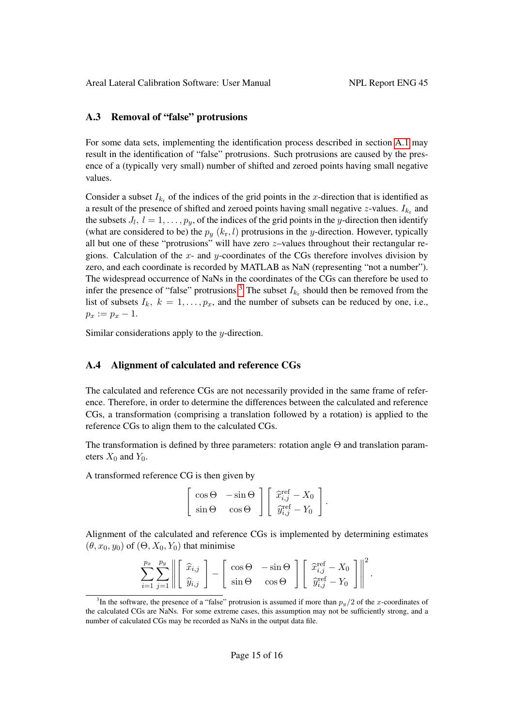## A.3 Removal of "false" protrusions

For some data sets, implementing the identification process described in section A.1 may result in the identification of "false" protrusions. Such protrusions are caused by the presence of a (typically very small) number of shifted and zeroed points having small negative values.

Consider a subset $I_{k_r}$ of the indices of the grid points in the $x$-direction that is identified as a result of the presence of shifted and zeroed points having small negative $z$-values. $I_{k_r}$ and the subsets $J_l$, $l = 1, \ldots, p_y$, of the indices of the grid points in the $y$-direction then identify (what are considered to be) the $p_y$ $(k_r, l)$ protrusions in the $y$-direction. However, typically all but one of these "protrusions" will have zero $z$–values throughout their rectangular regions. Calculation of the $x$- and $y$-coordinates of the CGs therefore involves division by zero, and each coordinate is recorded by MATLAB as NaN (representing "not a number"). The widespread occurrence of NaNs in the coordinates of the CGs can therefore be used to infer the presence of "false" protrusions.[3] The subset $I_{k_r}$ should then be removed from the list of subsets $I_k$, $k = 1, \ldots, p_x$, and the number of subsets can be reduced by one, i.e., $p_x := p_x - 1$.

Similar considerations apply to the $y$-direction.

## A.4 Alignment of calculated and reference CGs

The calculated and reference CGs are not necessarily provided in the same frame of reference. Therefore, in order to determine the differences between the calculated and reference CGs, a transformation (comprising a translation followed by a rotation) is applied to the reference CGs to align them to the calculated CGs.

The transformation is defined by three parameters: rotation angle $\Theta$ and translation parameters $X_0$ and $Y_0$.

A transformed reference CG is then given by

$$\begin{bmatrix} \cos\Theta & -\sin\Theta \\ \sin\Theta & \cos\Theta \end{bmatrix} \begin{bmatrix} \widehat{x}^{\text{ref}}_{i,j} - X_0 \\ \widehat{y}^{\text{ref}}_{i,j} - Y_0 \end{bmatrix}.$$

Alignment of the calculated and reference CGs is implemented by determining estimates $(\theta, x_0, y_0)$ of $(\Theta, X_0, Y_0)$ that minimise

$$\sum_{i=1}^{p_x} \sum_{j=1}^{p_y} \left\| \begin{bmatrix} \widehat{x}_{i,j} \\ \widehat{y}_{i,j} \end{bmatrix} - \begin{bmatrix} \cos\Theta & -\sin\Theta \\ \sin\Theta & \cos\Theta \end{bmatrix} \begin{bmatrix} \widehat{x}^{\text{ref}}_{i,j} - X_0 \\ \widehat{y}^{\text{ref}}_{i,j} - Y_0 \end{bmatrix} \right\|^2.$$

[3] In the software, the presence of a "false" protrusion is assumed if more than $p_y/2$ of the $x$-coordinates of the calculated CGs are NaNs. For some extreme cases, this assumption may not be sufficiently strong, and a number of calculated CGs may be recorded as NaNs in the output data file.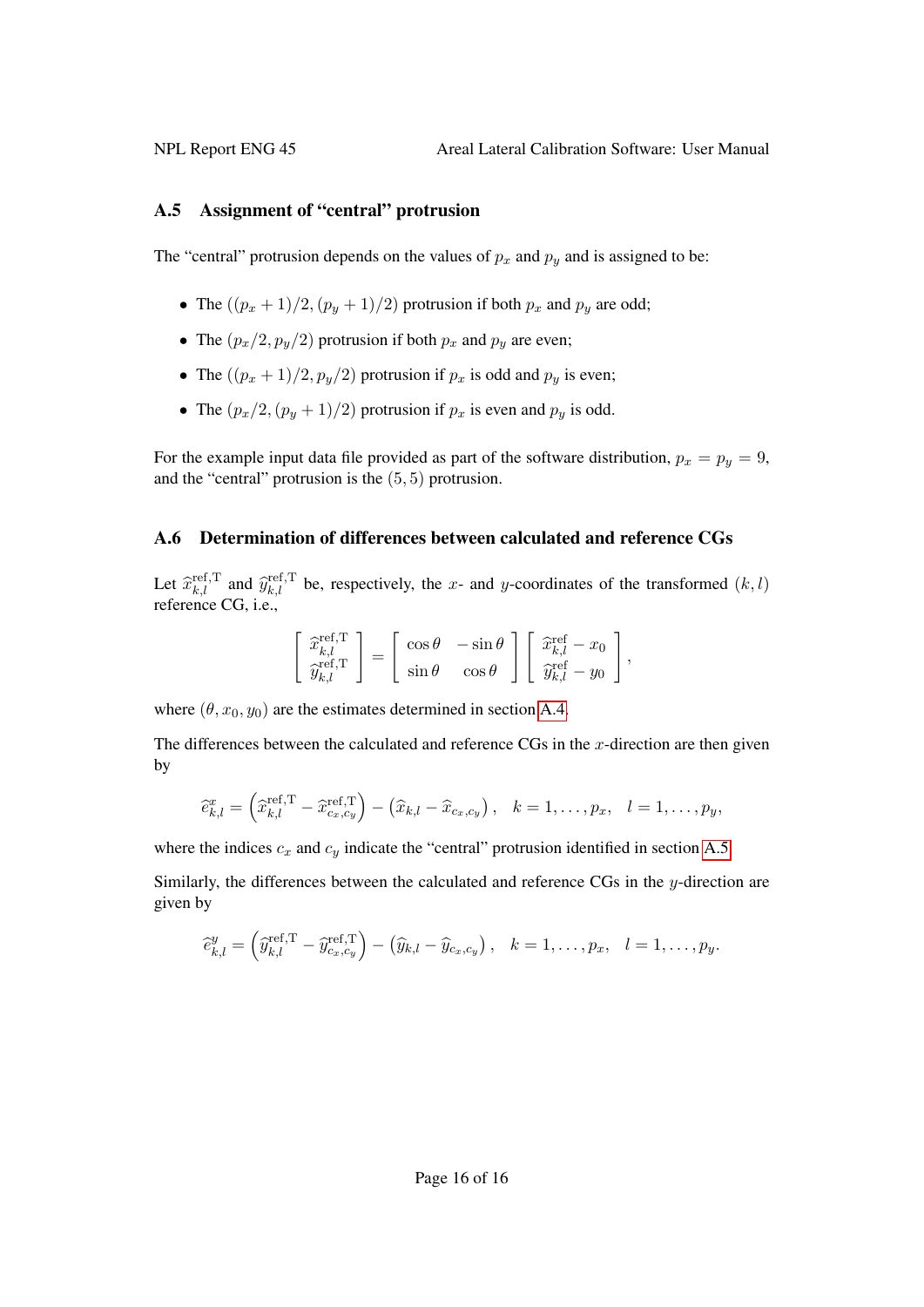### A.5 Assignment of "central" protrusion

The "central" protrusion depends on the values of $p_x$ and $p_y$ and is assigned to be:

- The $((p_x + 1)/2, (p_y + 1)/2)$ protrusion if both $p_x$ and $p_y$ are odd;
- The $(p_x/2, p_y/2)$ protrusion if both $p_x$ and $p_y$ are even;
- The $((p_x + 1)/2, p_y/2)$ protrusion if $p_x$ is odd and $p_y$ is even;
- The $(p_x/2, (p_y + 1)/2)$ protrusion if $p_x$ is even and $p_y$ is odd.

For the example input data file provided as part of the software distribution, $p_x = p_y = 9$, and the "central" protrusion is the $(5, 5)$ protrusion.

### A.6 Determination of differences between calculated and reference CGs

Let $\widehat{x}_{k,l}^{\mathrm{ref,T}}$ and $\widehat{y}_{k,l}^{\mathrm{ref,T}}$ be, respectively, the $x$- and $y$-coordinates of the transformed $(k, l)$ reference CG, i.e.,

$$\left[ \begin{array}{c} \widehat{x}_{k,l}^{\mathrm{ref,T}} \\ \widehat{y}_{k,l}^{\mathrm{ref,T}} \end{array} \right] = \left[ \begin{array}{cc} \cos\theta & -\sin\theta \\ \sin\theta & \cos\theta \end{array} \right] \left[ \begin{array}{c} \widehat{x}_{k,l}^{\mathrm{ref}} - x_0 \\ \widehat{y}_{k,l}^{\mathrm{ref}} - y_0 \end{array} \right],$$

where $(\theta, x_0, y_0)$ are the estimates determined in section A.4.

The differences between the calculated and reference CGs in the $x$-direction are then given by

$$\widehat{e}_{k,l}^{x} = \left( \widehat{x}_{k,l}^{\mathrm{ref,T}} - \widehat{x}_{c_x,c_y}^{\mathrm{ref,T}} \right) - \left( \widehat{x}_{k,l} - \widehat{x}_{c_x,c_y} \right), \quad k = 1, \ldots, p_x, \quad l = 1, \ldots, p_y,$$

where the indices $c_x$ and $c_y$ indicate the "central" protrusion identified in section A.5.

Similarly, the differences between the calculated and reference CGs in the $y$-direction are given by

$$\widehat{e}_{k,l}^{y} = \left( \widehat{y}_{k,l}^{\mathrm{ref,T}} - \widehat{y}_{c_x,c_y}^{\mathrm{ref,T}} \right) - \left( \widehat{y}_{k,l} - \widehat{y}_{c_x,c_y} \right), \quad k = 1, \ldots, p_x, \quad l = 1, \ldots, p_y.$$